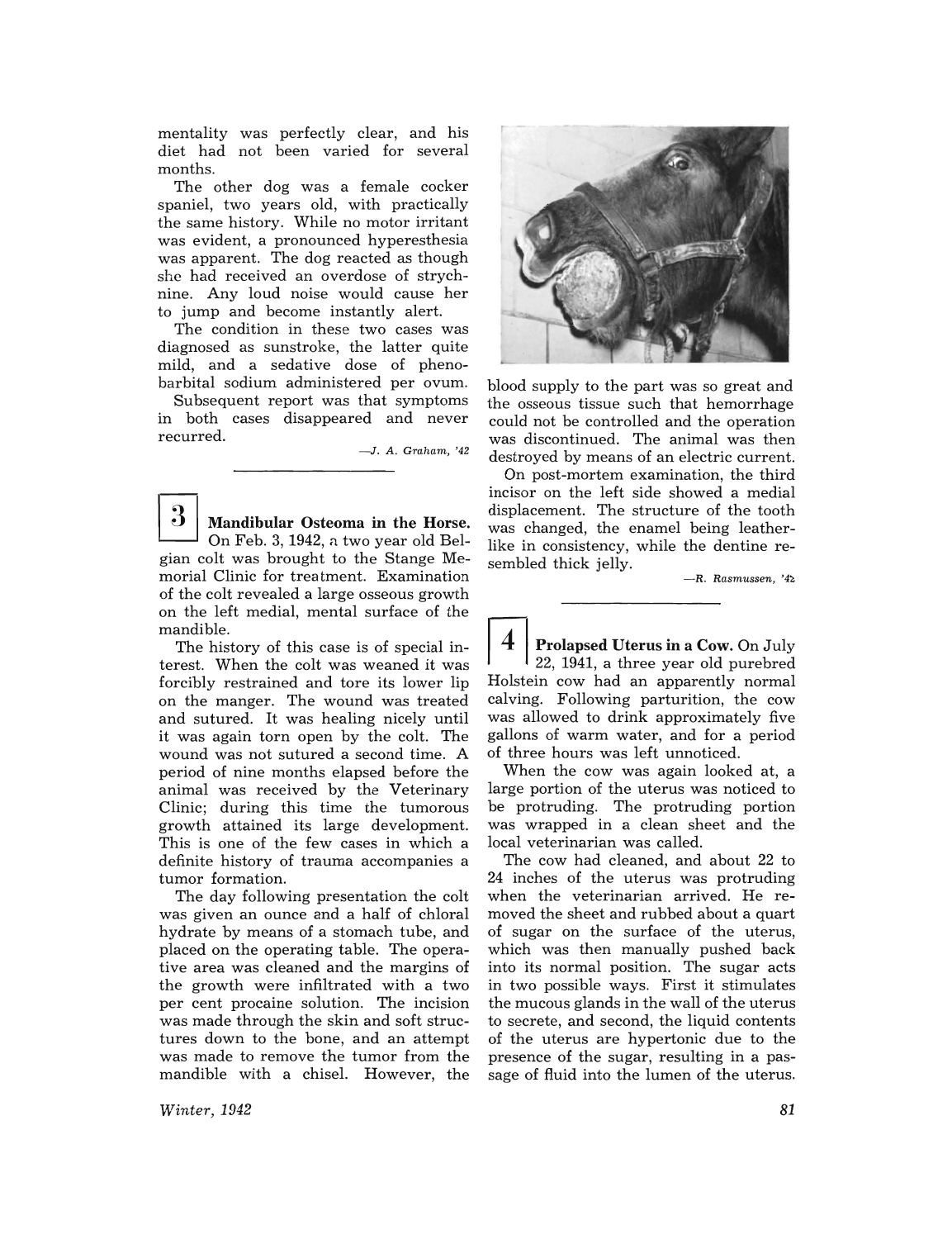mentality was perfectly clear, and his diet had not been varied for several months.

The other dog was a female cocker spaniel, two years old, with practically the same history. While no motor irritant was evident, a pronounced hyperesthesia was apparent. The dog reacted as though she had received an overdose of strychnine. Any loud noise would cause her to jump and become instantly alert.

The condition in these two cases was diagnosed as sunstroke, the latter quite mild, and a sedative dose of phenobarbital sodium administered per ovum.

Subsequent report was that symptoms in both cases disappeared and never recurred.

*—J. A. Graham, '42*

---

## 3 Mandibular Osteoma in the Horse.

On Feb. 3, 1942, a two year old Belgian colt was brought to the Stange Memorial Clinic for treatment. Examination of the colt revealed a large osseous growth on the left medial, mental surface of the mandible.

The history of this case is of special interest. When the colt was weaned it was forcibly restrained and tore its lower lip on the manger. The wound was treated and sutured. It was healing nicely until it was again torn open by the colt. The wound was not sutured a second time. A period of nine months elapsed before the animal was received by the Veterinary Clinic; during this time the tumorous growth attained its large development. This is one of the few cases in which a definite history of trauma accompanies a tumor formation.

The day following presentation the colt was given an ounce and a half of chloral hydrate by means of a stomach tube, and placed on the operating table. The operative area was cleaned and the margins of the growth were infiltrated with a two per cent procaine solution. The incision was made through the skin and soft structures down to the bone, and an attempt was made to remove the tumor from the mandible with a chisel. However, the blood supply to the part was so great and the osseous tissue such that hemorrhage could not be controlled and the operation was discontinued. The animal was then destroyed by means of an electric current.

On post-mortem examination, the third incisor on the left side showed a medial displacement. The structure of the tooth was changed, the enamel being leather-like in consistency, while the dentine resembled thick jelly.

*—R. Rasmussen, '42*

---

## 4 Prolapsed Uterus in a Cow.

On July 22, 1941, a three year old purebred Holstein cow had an apparently normal calving. Following parturition, the cow was allowed to drink approximately five gallons of warm water, and for a period of three hours was left unnoticed.

When the cow was again looked at, a large portion of the uterus was noticed to be protruding. The protruding portion was wrapped in a clean sheet and the local veterinarian was called.

The cow had cleaned, and about 22 to 24 inches of the uterus was protruding when the veterinarian arrived. He removed the sheet and rubbed about a quart of sugar on the surface of the uterus, which was then manually pushed back into its normal position. The sugar acts in two possible ways. First it stimulates the mucous glands in the wall of the uterus to secrete, and second, the liquid contents of the uterus are hypertonic due to the presence of the sugar, resulting in a passage of fluid into the lumen of the uterus.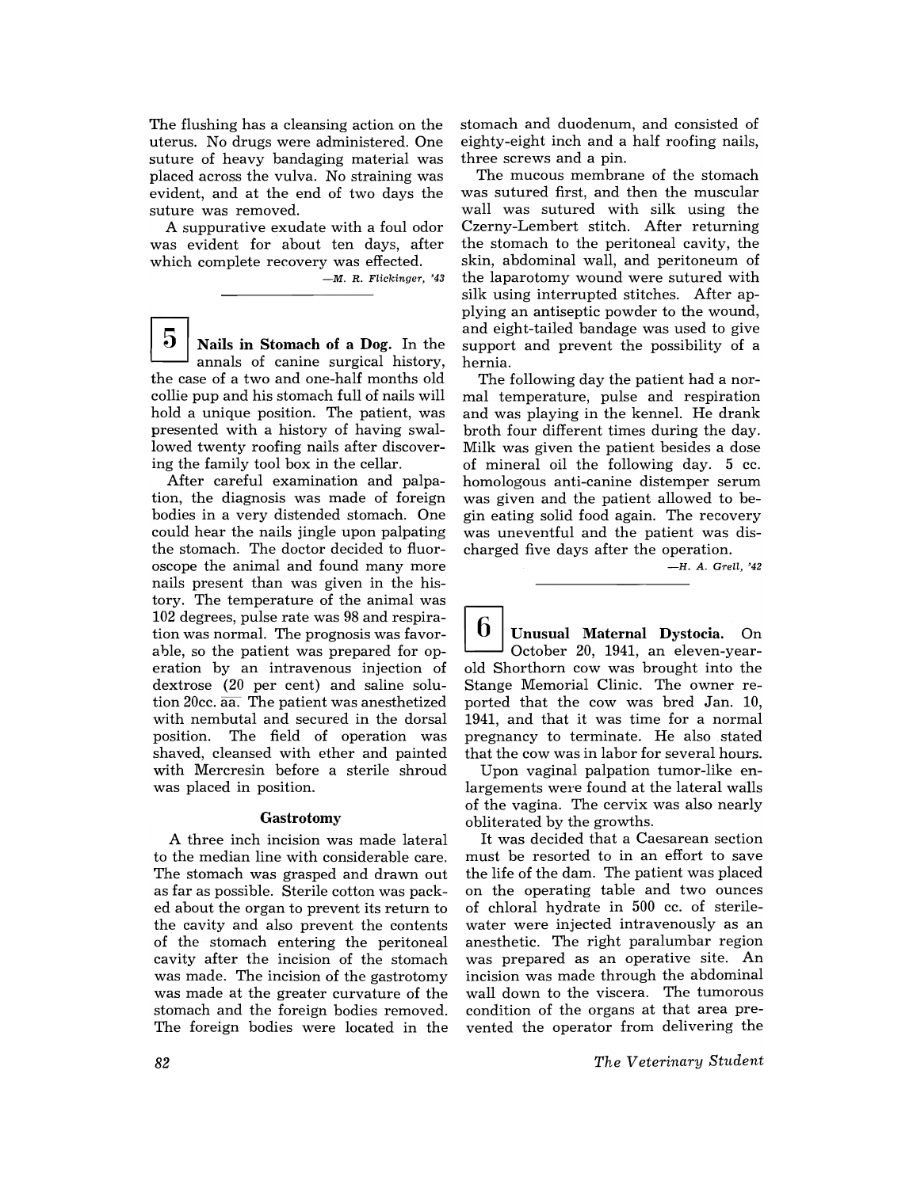The flushing has a cleansing action on the uterus. No drugs were administered. One suture of heavy bandaging material was placed across the vulva. No straining was evident, and at the end of two days the suture was removed.

A suppurative exudate with a foul odor was evident for about ten days, after which complete recovery was effected.

*—M. R. Flickinger, '43*

---

**5** **Nails in Stomach of a Dog.** In the annals of canine surgical history, the case of a two and one-half months old collie pup and his stomach full of nails will hold a unique position. The patient, was presented with a history of having swallowed twenty roofing nails after discovering the family tool box in the cellar.

After careful examination and palpation, the diagnosis was made of foreign bodies in a very distended stomach. One could hear the nails jingle upon palpating the stomach. The doctor decided to fluoroscope the animal and found many more nails present than was given in the history. The temperature of the animal was 102 degrees, pulse rate was 98 and respiration was normal. The prognosis was favorable, so the patient was prepared for operation by an intravenous injection of dextrose (20 per cent) and saline solution 20cc. $\overline{aa}$. The patient was anesthetized with nembutal and secured in the dorsal position. The field of operation was shaved, cleansed with ether and painted with Mercresin before a sterile shroud was placed in position.

### Gastrotomy

A three inch incision was made lateral to the median line with considerable care. The stomach was grasped and drawn out as far as possible. Sterile cotton was packed about the organ to prevent its return to the cavity and also prevent the contents of the stomach entering the peritoneal cavity after the incision of the stomach was made. The incision of the gastrotomy was made at the greater curvature of the stomach and the foreign bodies removed. The foreign bodies were located in the stomach and duodenum, and consisted of eighty-eight inch and a half roofing nails, three screws and a pin.

The mucous membrane of the stomach was sutured first, and then the muscular wall was sutured with silk using the Czerny-Lembert stitch. After returning the stomach to the peritoneal cavity, the skin, abdominal wall, and peritoneum of the laparotomy wound were sutured with silk using interrupted stitches. After applying an antiseptic powder to the wound, and eight-tailed bandage was used to give support and prevent the possibility of a hernia.

The following day the patient had a normal temperature, pulse and respiration and was playing in the kennel. He drank broth four different times during the day. Milk was given the patient besides a dose of mineral oil the following day. 5 cc. homologous anti-canine distemper serum was given and the patient allowed to begin eating solid food again. The recovery was uneventful and the patient was discharged five days after the operation.

*—H. A. Grell, '42*

---

**6** **Unusual Maternal Dystocia.** On October 20, 1941, an eleven-year-old Shorthorn cow was brought into the Stange Memorial Clinic. The owner reported that the cow was bred Jan. 10, 1941, and that it was time for a normal pregnancy to terminate. He also stated that the cow was in labor for several hours.

Upon vaginal palpation tumor-like enlargements were found at the lateral walls of the vagina. The cervix was also nearly obliterated by the growths.

It was decided that a Caesarean section must be resorted to in an effort to save the life of the dam. The patient was placed on the operating table and two ounces of chloral hydrate in 500 cc. of sterile-water were injected intravenously as an anesthetic. The right paralumbar region was prepared as an operative site. An incision was made through the abdominal wall down to the viscera. The tumorous condition of the organs at that area prevented the operator from delivering the